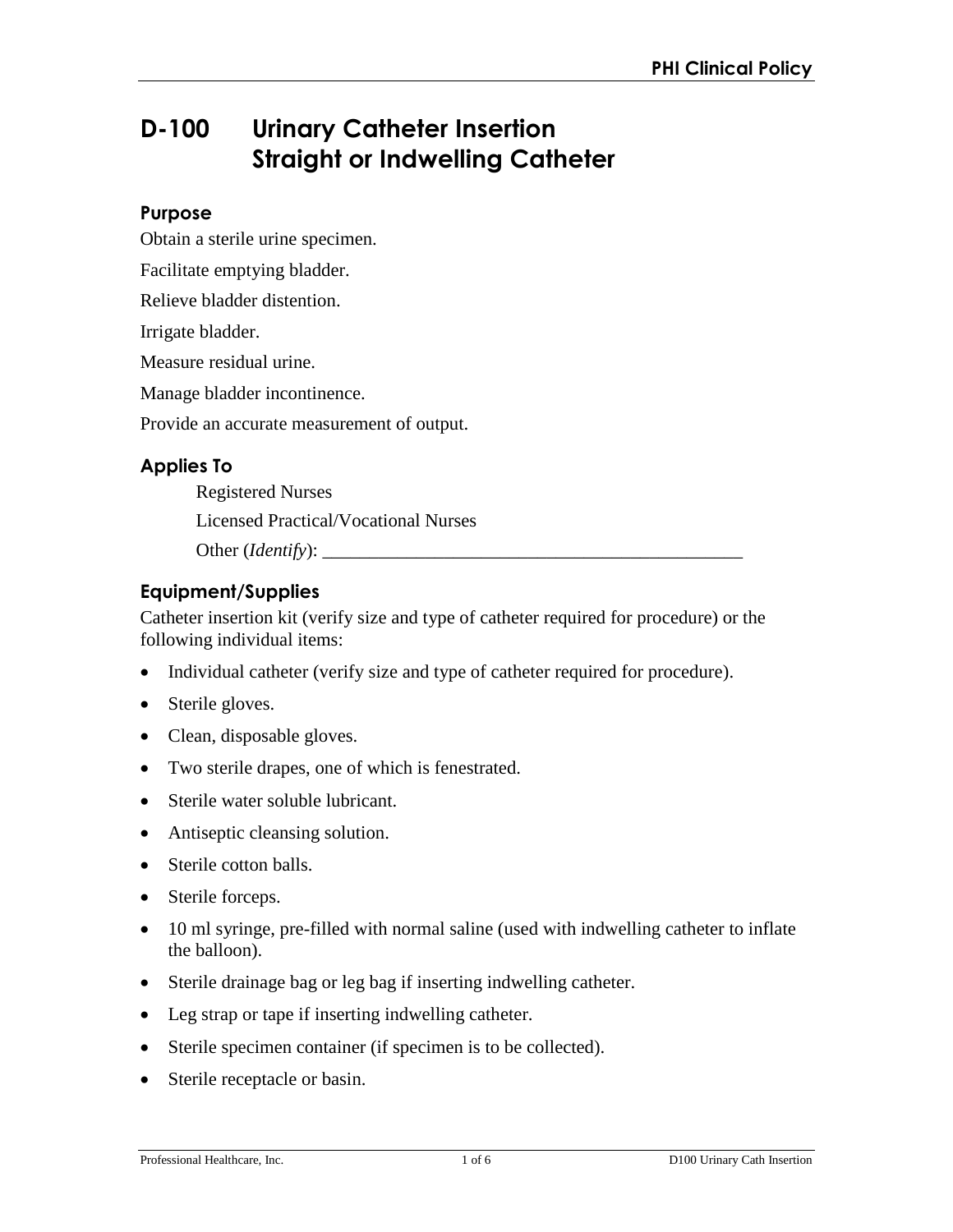# D-100 Urinary Catheter Insertion Straight or Indwelling Catheter

## Purpose

Obtain a sterile urine specimen.

Facilitate emptying bladder.

Relieve bladder distention.

Irrigate bladder.

Measure residual urine.

Manage bladder incontinence.

Provide an accurate measurement of output.

## Applies To

Registered Nurses

Licensed Practical/Vocational Nurses

Other (*Identify*): _______________________________________________

## Equipment/Supplies

Catheter insertion kit (verify size and type of catheter required for procedure) or the following individual items:

- Individual catheter (verify size and type of catheter required for procedure).
- Sterile gloves.
- Clean, disposable gloves.
- Two sterile drapes, one of which is fenestrated.
- Sterile water soluble lubricant.
- Antiseptic cleansing solution.
- Sterile cotton balls.
- Sterile forceps.
- 10 ml syringe, pre-filled with normal saline (used with indwelling catheter to inflate the balloon).
- Sterile drainage bag or leg bag if inserting indwelling catheter.
- Leg strap or tape if inserting indwelling catheter.
- Sterile specimen container (if specimen is to be collected).
- Sterile receptacle or basin.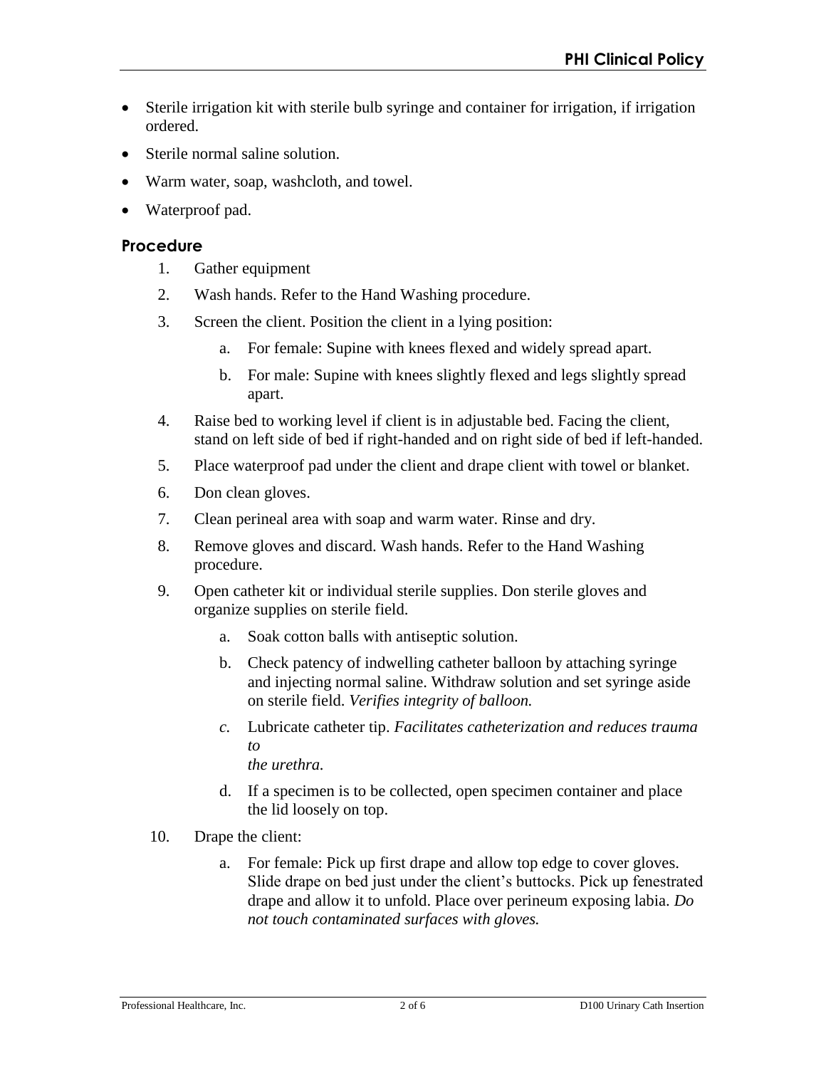- Sterile irrigation kit with sterile bulb syringe and container for irrigation, if irrigation ordered.
- Sterile normal saline solution.
- Warm water, soap, washcloth, and towel.
- Waterproof pad.

### Procedure

1. Gather equipment
2. Wash hands. Refer to the Hand Washing procedure.
3. Screen the client. Position the client in a lying position:
    a. For female: Supine with knees flexed and widely spread apart.
    b. For male: Supine with knees slightly flexed and legs slightly spread apart.
4. Raise bed to working level if client is in adjustable bed. Facing the client, stand on left side of bed if right-handed and on right side of bed if left-handed.
5. Place waterproof pad under the client and drape client with towel or blanket.
6. Don clean gloves.
7. Clean perineal area with soap and warm water. Rinse and dry.
8. Remove gloves and discard. Wash hands. Refer to the Hand Washing procedure.
9. Open catheter kit or individual sterile supplies. Don sterile gloves and organize supplies on sterile field.
    a. Soak cotton balls with antiseptic solution.
    b. Check patency of indwelling catheter balloon by attaching syringe and injecting normal saline. Withdraw solution and set syringe aside on sterile field. *Verifies integrity of balloon.*
    c. Lubricate catheter tip. *Facilitates catheterization and reduces trauma to the urethra.*
    d. If a specimen is to be collected, open specimen container and place the lid loosely on top.
10. Drape the client:
    a. For female: Pick up first drape and allow top edge to cover gloves. Slide drape on bed just under the client's buttocks. Pick up fenestrated drape and allow it to unfold. Place over perineum exposing labia. *Do not touch contaminated surfaces with gloves.*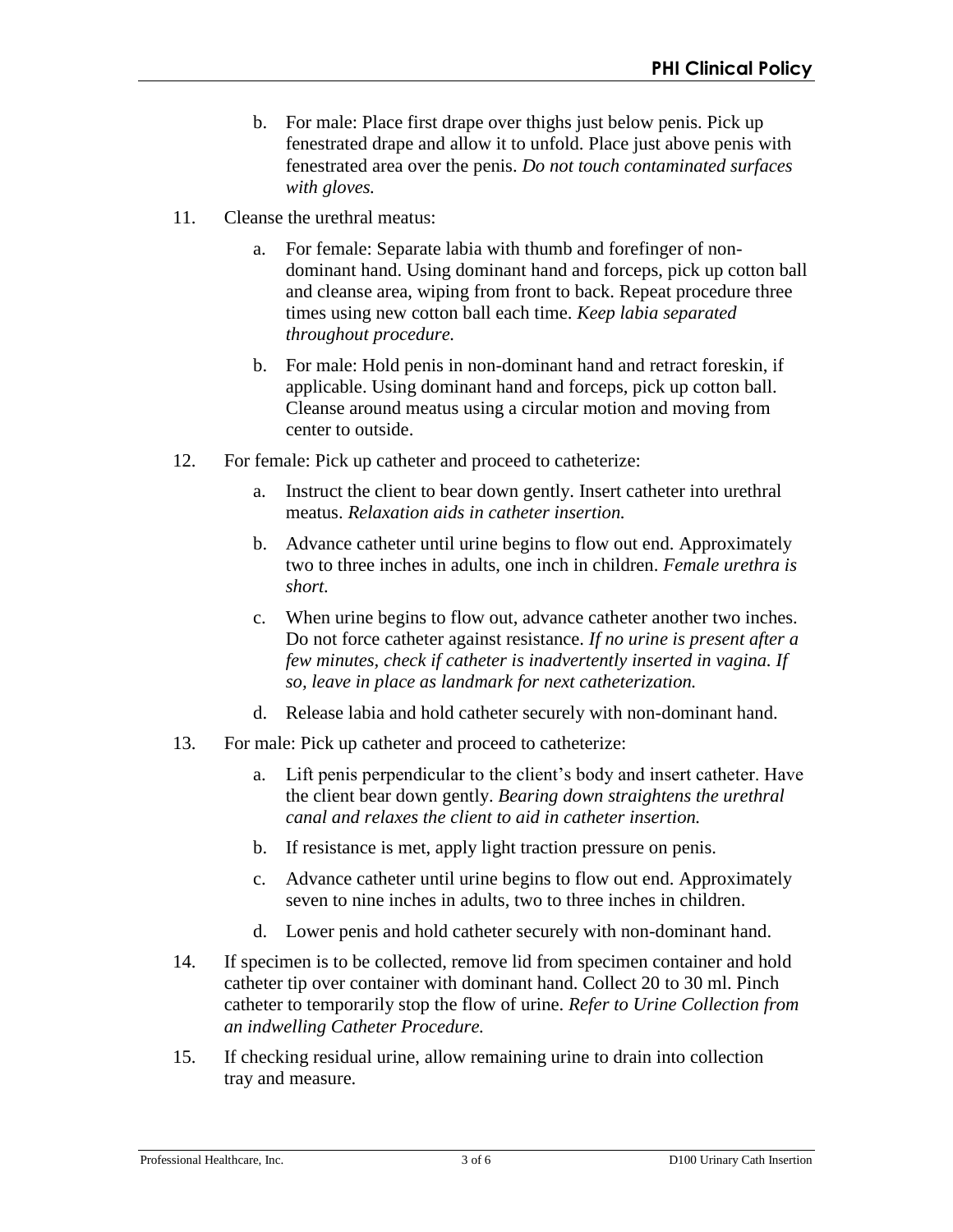b. For male: Place first drape over thighs just below penis. Pick up fenestrated drape and allow it to unfold. Place just above penis with fenestrated area over the penis. *Do not touch contaminated surfaces with gloves.*

11. Cleanse the urethral meatus:

    a. For female: Separate labia with thumb and forefinger of non-dominant hand. Using dominant hand and forceps, pick up cotton ball and cleanse area, wiping from front to back. Repeat procedure three times using new cotton ball each time. *Keep labia separated throughout procedure.*

    b. For male: Hold penis in non-dominant hand and retract foreskin, if applicable. Using dominant hand and forceps, pick up cotton ball. Cleanse around meatus using a circular motion and moving from center to outside.

12. For female: Pick up catheter and proceed to catheterize:

    a. Instruct the client to bear down gently. Insert catheter into urethral meatus. *Relaxation aids in catheter insertion.*

    b. Advance catheter until urine begins to flow out end. Approximately two to three inches in adults, one inch in children. *Female urethra is short.*

    c. When urine begins to flow out, advance catheter another two inches. Do not force catheter against resistance. *If no urine is present after a few minutes, check if catheter is inadvertently inserted in vagina. If so, leave in place as landmark for next catheterization.*

    d. Release labia and hold catheter securely with non-dominant hand.

13. For male: Pick up catheter and proceed to catheterize:

    a. Lift penis perpendicular to the client's body and insert catheter. Have the client bear down gently. *Bearing down straightens the urethral canal and relaxes the client to aid in catheter insertion.*

    b. If resistance is met, apply light traction pressure on penis.

    c. Advance catheter until urine begins to flow out end. Approximately seven to nine inches in adults, two to three inches in children.

    d. Lower penis and hold catheter securely with non-dominant hand.

14. If specimen is to be collected, remove lid from specimen container and hold catheter tip over container with dominant hand. Collect 20 to 30 ml. Pinch catheter to temporarily stop the flow of urine. *Refer to Urine Collection from an indwelling Catheter Procedure.*

15. If checking residual urine, allow remaining urine to drain into collection tray and measure.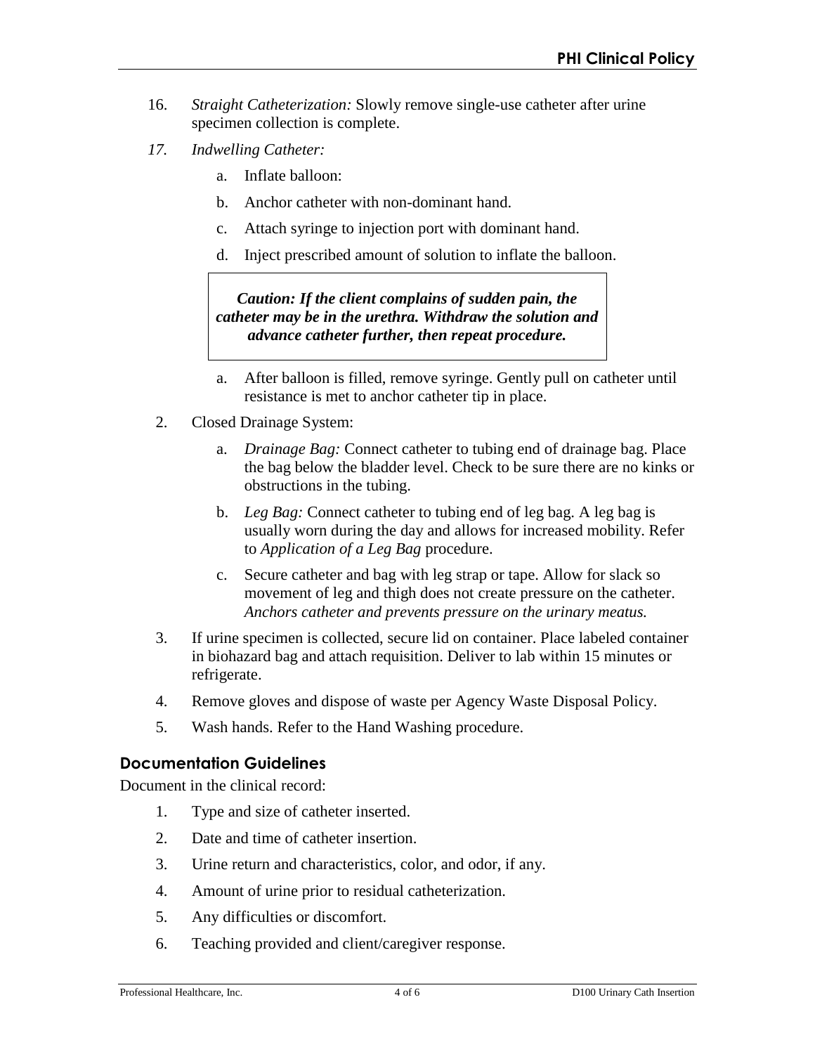16. *Straight Catheterization:* Slowly remove single-use catheter after urine specimen collection is complete.

17. *Indwelling Catheter:*

    a. Inflate balloon:

    b. Anchor catheter with non-dominant hand.

    c. Attach syringe to injection port with dominant hand.

    d. Inject prescribed amount of solution to inflate the balloon.

> ***Caution: If the client complains of sudden pain, the catheter may be in the urethra. Withdraw the solution and advance catheter further, then repeat procedure.***

    a. After balloon is filled, remove syringe. Gently pull on catheter until resistance is met to anchor catheter tip in place.

2. Closed Drainage System:

    a. *Drainage Bag:* Connect catheter to tubing end of drainage bag. Place the bag below the bladder level. Check to be sure there are no kinks or obstructions in the tubing.

    b. *Leg Bag:* Connect catheter to tubing end of leg bag. A leg bag is usually worn during the day and allows for increased mobility. Refer to *Application of a Leg Bag* procedure.

    c. Secure catheter and bag with leg strap or tape. Allow for slack so movement of leg and thigh does not create pressure on the catheter. *Anchors catheter and prevents pressure on the urinary meatus.*

3. If urine specimen is collected, secure lid on container. Place labeled container in biohazard bag and attach requisition. Deliver to lab within 15 minutes or refrigerate.

4. Remove gloves and dispose of waste per Agency Waste Disposal Policy.

5. Wash hands. Refer to the Hand Washing procedure.

## Documentation Guidelines

Document in the clinical record:

1. Type and size of catheter inserted.
2. Date and time of catheter insertion.
3. Urine return and characteristics, color, and odor, if any.
4. Amount of urine prior to residual catheterization.
5. Any difficulties or discomfort.
6. Teaching provided and client/caregiver response.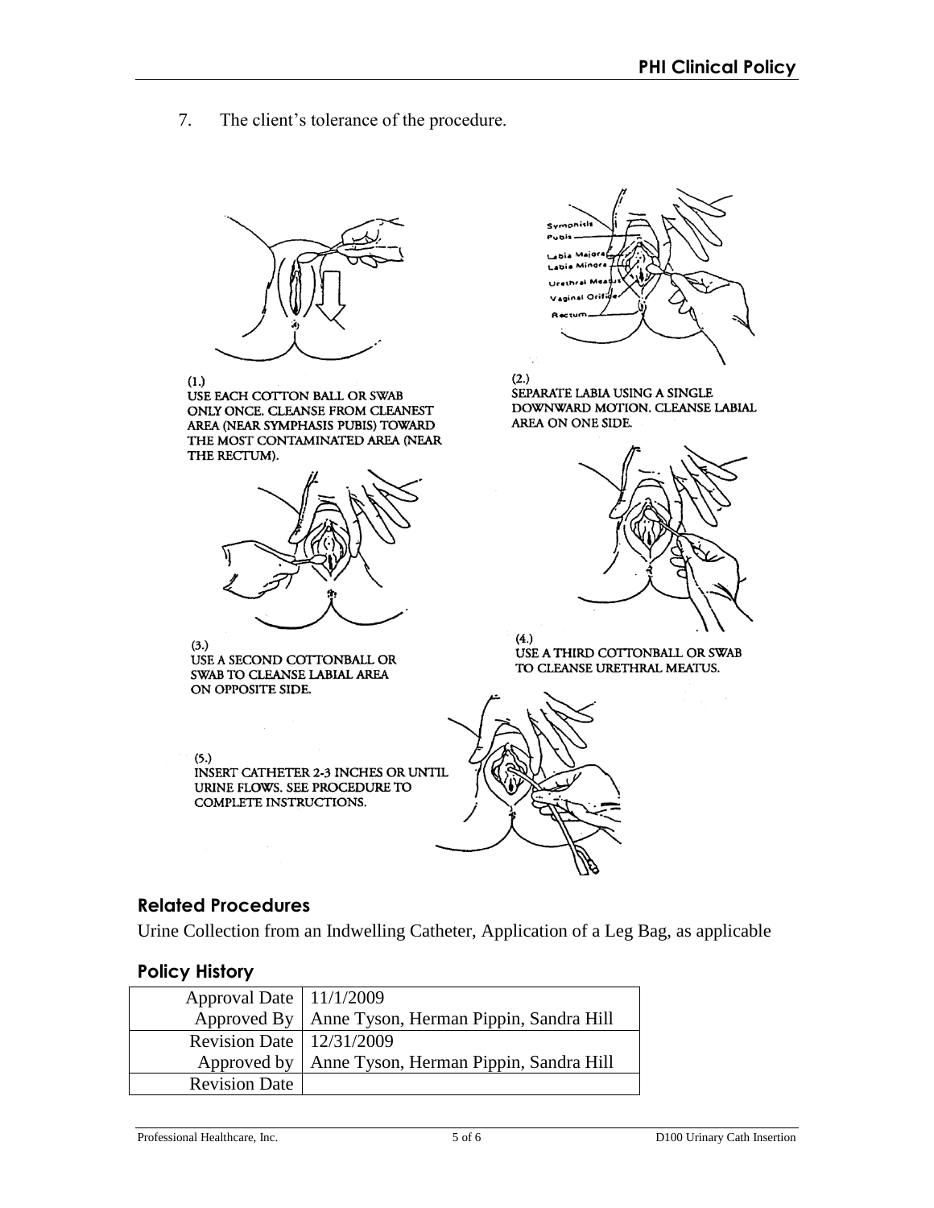7. The client's tolerance of the procedure.

(1.)
USE EACH COTTON BALL OR SWAB ONLY ONCE. CLEANSE FROM CLEANEST AREA (NEAR SYMPHASIS PUBIS) TOWARD THE MOST CONTAMINATED AREA (NEAR THE RECTUM).

(2.)
SEPARATE LABIA USING A SINGLE DOWNWARD MOTION. CLEANSE LABIAL AREA ON ONE SIDE.

(3.)
USE A SECOND COTTONBALL OR SWAB TO CLEANSE LABIAL AREA ON OPPOSITE SIDE.

(4.)
USE A THIRD COTTONBALL OR SWAB TO CLEANSE URETHRAL MEATUS.

(5.)
INSERT CATHETER 2-3 INCHES OR UNTIL URINE FLOWS. SEE PROCEDURE TO COMPLETE INSTRUCTIONS.

## Related Procedures

Urine Collection from an Indwelling Catheter, Application of a Leg Bag, as applicable

## Policy History

| | |
|---|---|
| Approval Date | 11/1/2009 |
| Approved By | Anne Tyson, Herman Pippin, Sandra Hill |
| Revision Date | 12/31/2009 |
| Approved by | Anne Tyson, Herman Pippin, Sandra Hill |
| Revision Date | |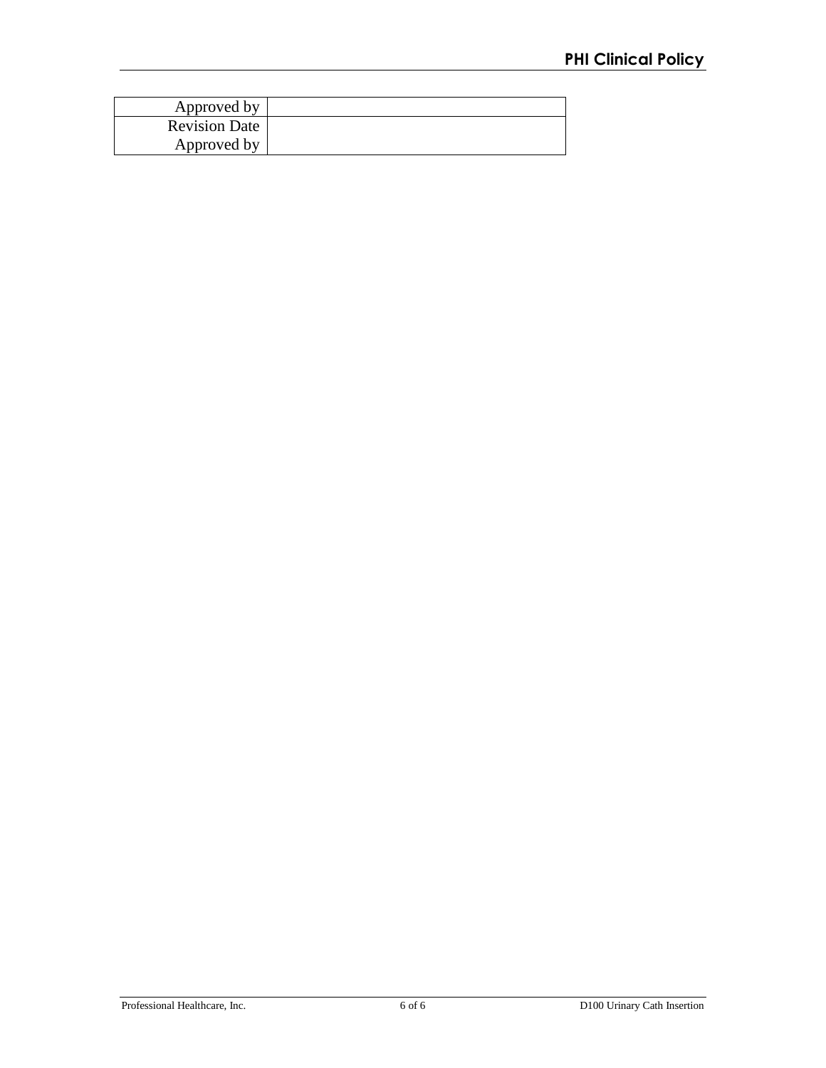| | |
|---|---|
| Approved by | |
| Revision Date<br>Approved by | |